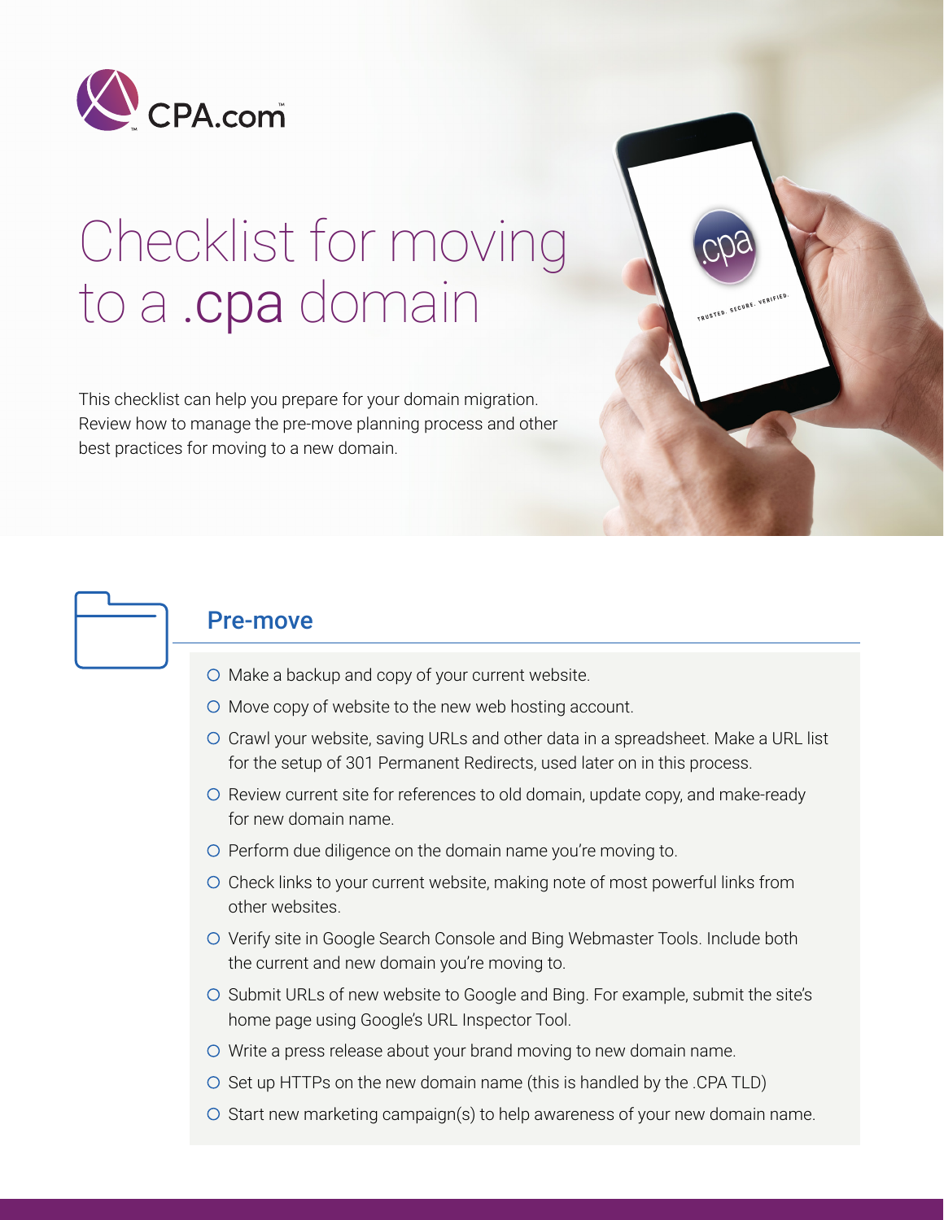CPA.com

# Checklist for moving to a .cpa domain

This checklist can help you prepare for your domain migration. Review how to manage the pre-move planning process and other best practices for moving to a new domain.

## Pre-move

- Make a backup and copy of your current website.
- Move copy of website to the new web hosting account.
- Crawl your website, saving URLs and other data in a spreadsheet. Make a URL list for the setup of 301 Permanent Redirects, used later on in this process.
- Review current site for references to old domain, update copy, and make-ready for new domain name.
- Perform due diligence on the domain name you're moving to.
- Check links to your current website, making note of most powerful links from other websites.
- Verify site in Google Search Console and Bing Webmaster Tools. Include both the current and new domain you're moving to.
- Submit URLs of new website to Google and Bing. For example, submit the site's home page using Google's URL Inspector Tool.
- Write a press release about your brand moving to new domain name.
- Set up HTTPs on the new domain name (this is handled by the .CPA TLD)
- Start new marketing campaign(s) to help awareness of your new domain name.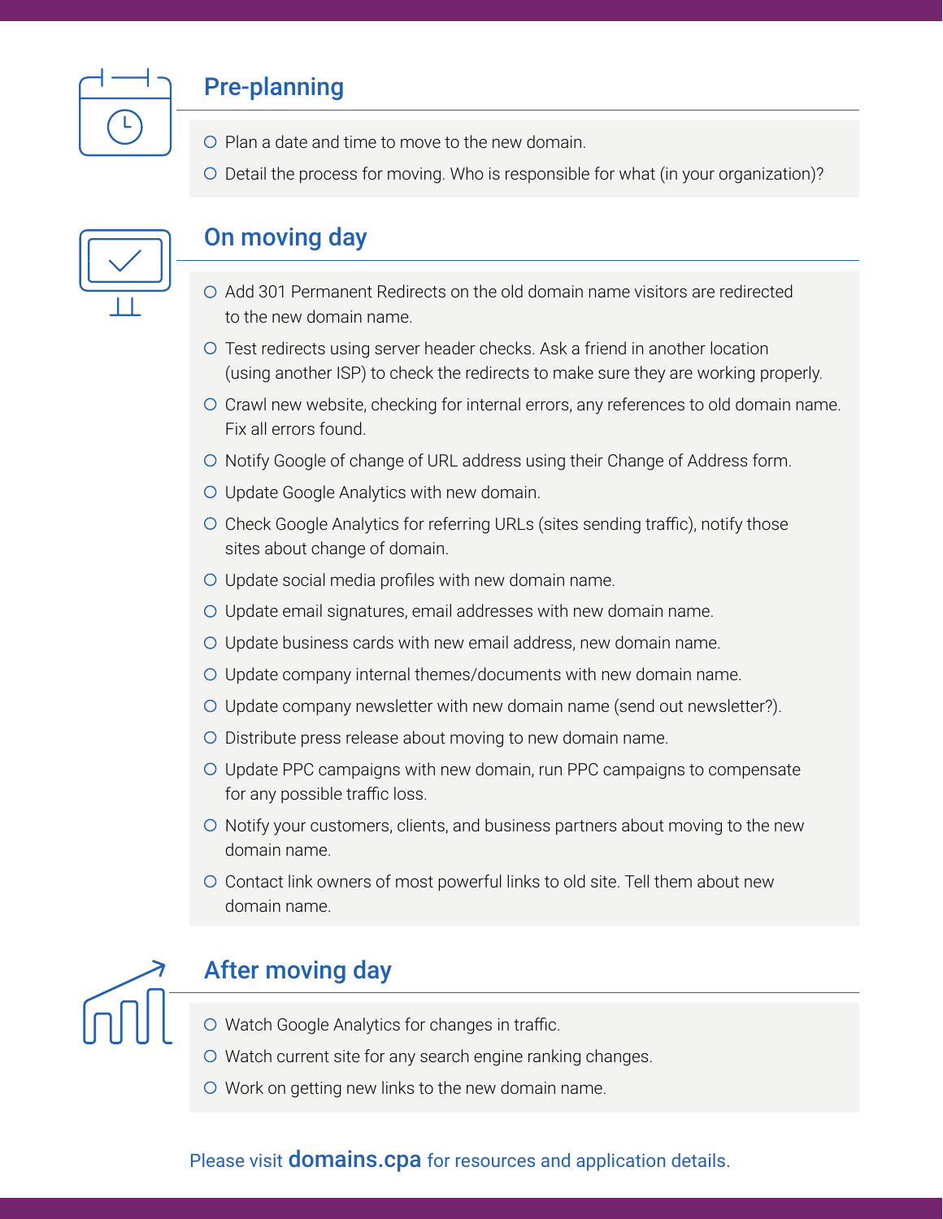## Pre-planning

- Plan a date and time to move to the new domain.
- Detail the process for moving. Who is responsible for what (in your organization)?

## On moving day

- Add 301 Permanent Redirects on the old domain name visitors are redirected to the new domain name.
- Test redirects using server header checks. Ask a friend in another location (using another ISP) to check the redirects to make sure they are working properly.
- Crawl new website, checking for internal errors, any references to old domain name. Fix all errors found.
- Notify Google of change of URL address using their Change of Address form.
- Update Google Analytics with new domain.
- Check Google Analytics for referring URLs (sites sending traffic), notify those sites about change of domain.
- Update social media profiles with new domain name.
- Update email signatures, email addresses with new domain name.
- Update business cards with new email address, new domain name.
- Update company internal themes/documents with new domain name.
- Update company newsletter with new domain name (send out newsletter?).
- Distribute press release about moving to new domain name.
- Update PPC campaigns with new domain, run PPC campaigns to compensate for any possible traffic loss.
- Notify your customers, clients, and business partners about moving to the new domain name.
- Contact link owners of most powerful links to old site. Tell them about new domain name.

## After moving day

- Watch Google Analytics for changes in traffic.
- Watch current site for any search engine ranking changes.
- Work on getting new links to the new domain name.

Please visit **domains.cpa** for resources and application details.